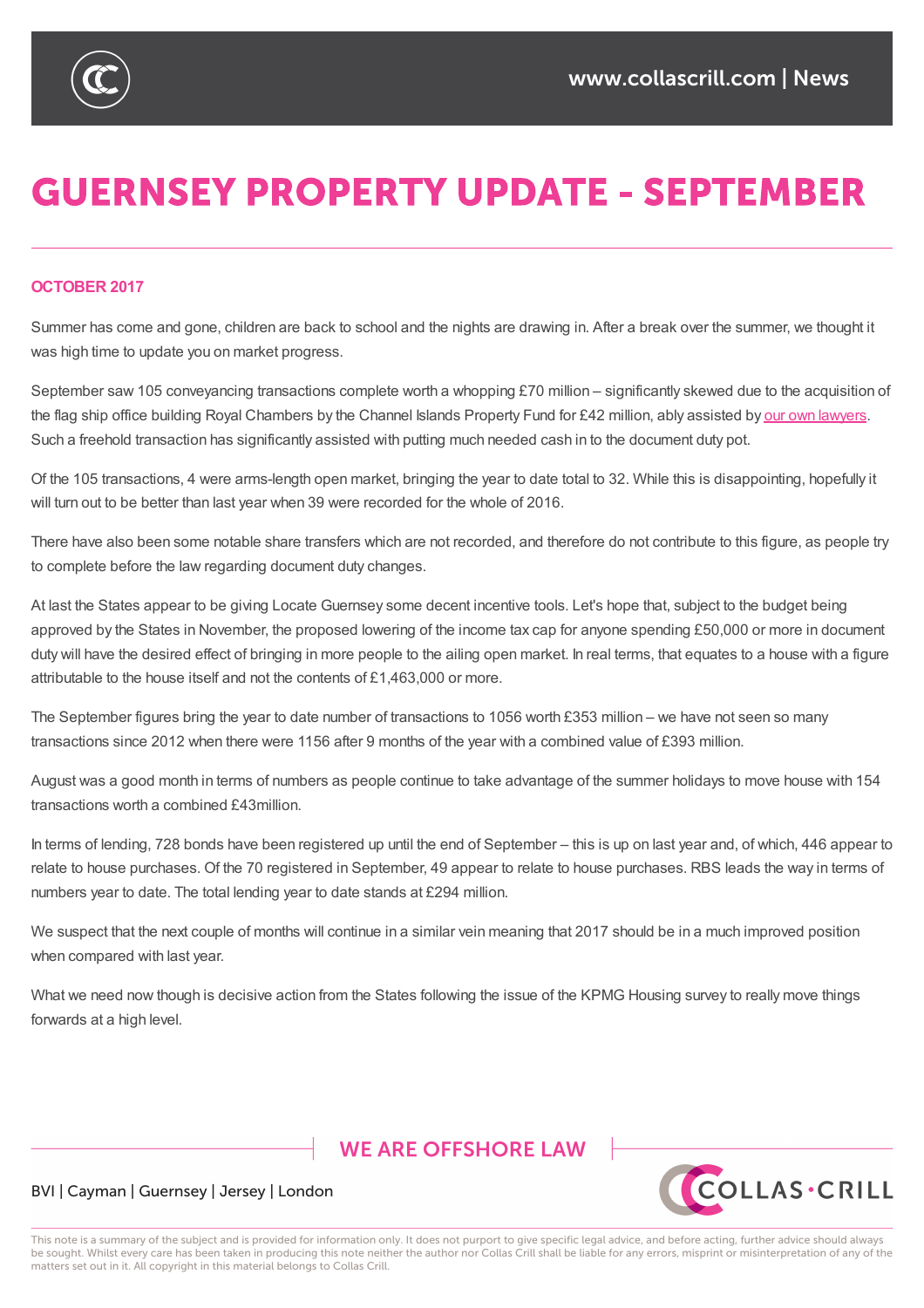# GUERNSEY PROPERTY UPDATE - SEPTEMBER

**OCTOBER 2017**

Summer has come and gone, children are back to school and the nights are drawing in. After a break over the summer, we thought it was high time to update you on market progress.

September saw 105 conveyancing transactions complete worth a whopping £70 million – significantly skewed due to the acquisition of the flag ship office building Royal Chambers by the Channel Islands Property Fund for £42 million, ably assisted by our own lawyers. Such a freehold transaction has significantly assisted with putting much needed cash in to the document duty pot.

Of the 105 transactions, 4 were arms-length open market, bringing the year to date total to 32. While this is disappointing, hopefully it will turn out to be better than last year when 39 were recorded for the whole of 2016.

There have also been some notable share transfers which are not recorded, and therefore do not contribute to this figure, as people try to complete before the law regarding document duty changes.

At last the States appear to be giving Locate Guernsey some decent incentive tools. Let's hope that, subject to the budget being approved by the States in November, the proposed lowering of the income tax cap for anyone spending £50,000 or more in document duty will have the desired effect of bringing in more people to the ailing open market. In real terms, that equates to a house with a figure attributable to the house itself and not the contents of £1,463,000 or more.

The September figures bring the year to date number of transactions to 1056 worth £353 million – we have not seen so many transactions since 2012 when there were 1156 after 9 months of the year with a combined value of £393 million.

August was a good month in terms of numbers as people continue to take advantage of the summer holidays to move house with 154 transactions worth a combined £43million.

In terms of lending, 728 bonds have been registered up until the end of September – this is up on last year and, of which, 446 appear to relate to house purchases. Of the 70 registered in September, 49 appear to relate to house purchases. RBS leads the way in terms of numbers year to date. The total lending year to date stands at £294 million.

We suspect that the next couple of months will continue in a similar vein meaning that 2017 should be in a much improved position when compared with last year.

What we need now though is decisive action from the States following the issue of the KPMG Housing survey to really move things forwards at a high level.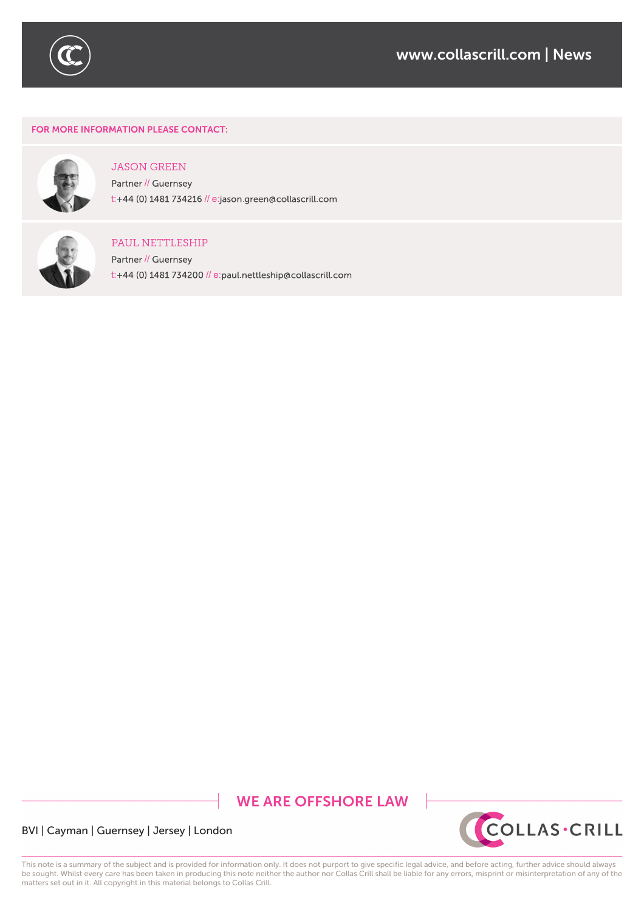FOR MORE INFORMATION PLEASE CONTACT:

JASON GREEN

Partner // Guernsey

t:+44 (0) 1481 734216 // e:jason.green@collascrill.com

PAUL NETTLESHIP

Partner // Guernsey

t:+44 (0) 1481 734200 // e:paul.nettleship@collascrill.com

WE ARE OFFSHORE LAW

BVI | Cayman | Guernsey | Jersey | London

This note is a summary of the subject and is provided for information only. It does not purport to give specific legal advice, and before acting, further advice should always be sought. Whilst every care has been taken in producing this note neither the author nor Collas Crill shall be liable for any errors, misprint or misinterpretation of any of the matters set out in it. All copyright in this material belongs to Collas Crill.